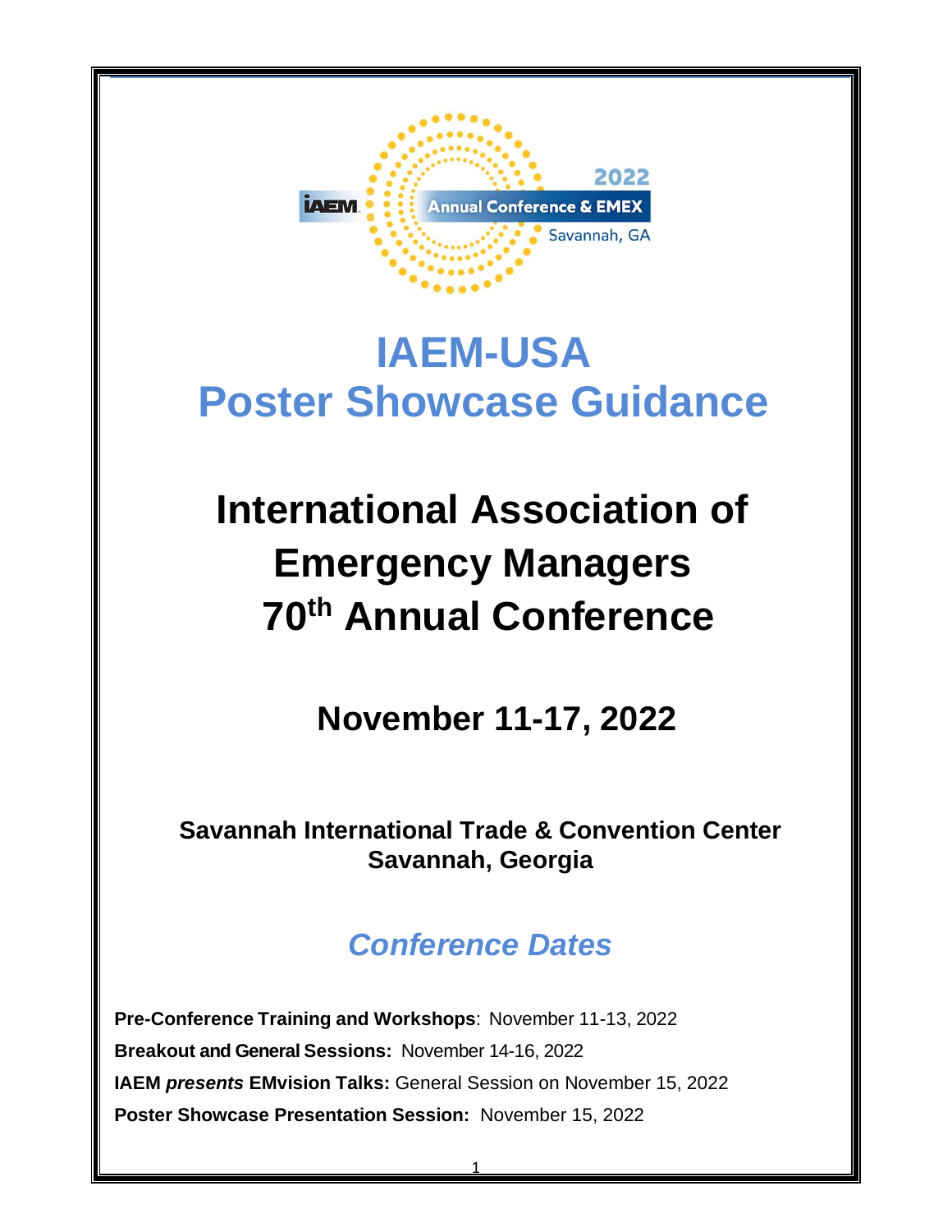# IAEM-USA Poster Showcase Guidance

# International Association of Emergency Managers 70th Annual Conference

## November 11-17, 2022

**Savannah International Trade & Convention Center**
**Savannah, Georgia**

## *Conference Dates*

**Pre-Conference Training and Workshops**: November 11-13, 2022

**Breakout and General Sessions:** November 14-16, 2022

**IAEM *presents* EMvision Talks:** General Session on November 15, 2022

**Poster Showcase Presentation Session:** November 15, 2022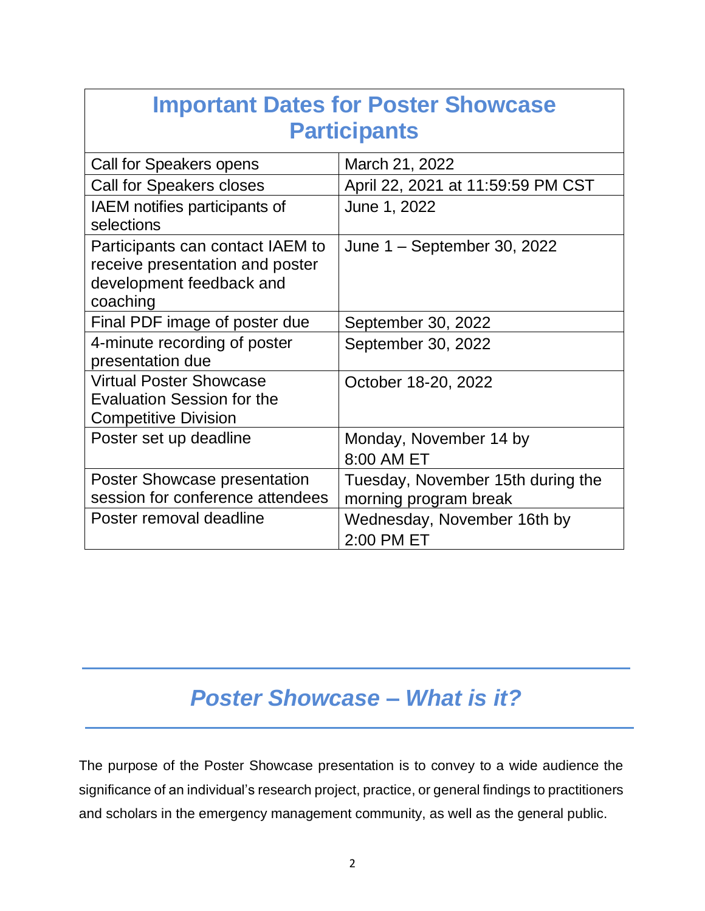| Important Dates for Poster Showcase Participants | |
|---|---|
| Call for Speakers opens | March 21, 2022 |
| Call for Speakers closes | April 22, 2021 at 11:59:59 PM CST |
| IAEM notifies participants of selections | June 1, 2022 |
| Participants can contact IAEM to receive presentation and poster development feedback and coaching | June 1 – September 30, 2022 |
| Final PDF image of poster due | September 30, 2022 |
| 4-minute recording of poster presentation due | September 30, 2022 |
| Virtual Poster Showcase Evaluation Session for the Competitive Division | October 18-20, 2022 |
| Poster set up deadline | Monday, November 14 by 8:00 AM ET |
| Poster Showcase presentation session for conference attendees | Tuesday, November 15th during the morning program break |
| Poster removal deadline | Wednesday, November 16th by 2:00 PM ET |

## *Poster Showcase – What is it?*

The purpose of the Poster Showcase presentation is to convey to a wide audience the significance of an individual's research project, practice, or general findings to practitioners and scholars in the emergency management community, as well as the general public.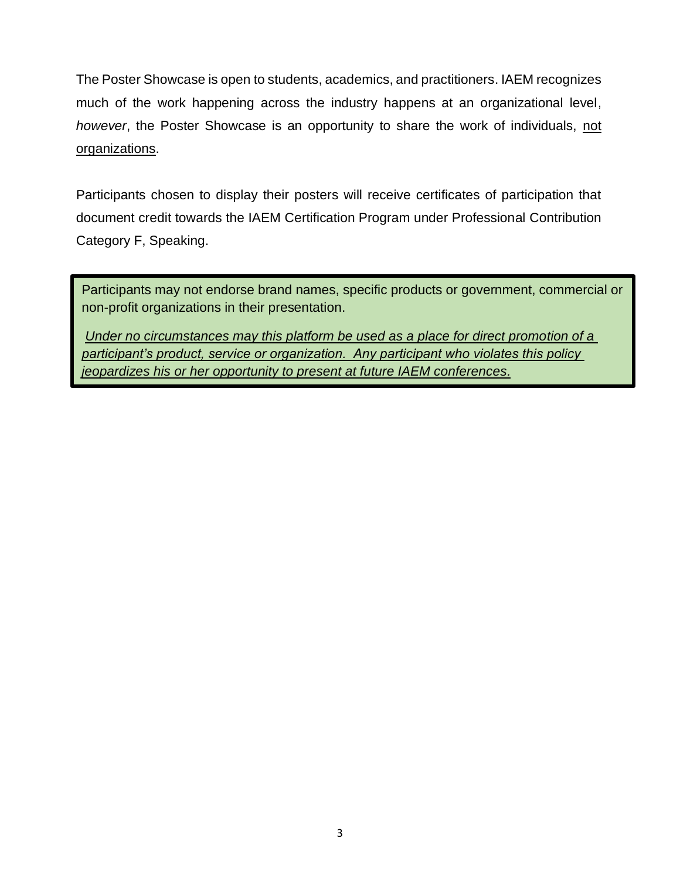The Poster Showcase is open to students, academics, and practitioners. IAEM recognizes much of the work happening across the industry happens at an organizational level, *however*, the Poster Showcase is an opportunity to share the work of individuals, <u>not organizations</u>.

Participants chosen to display their posters will receive certificates of participation that document credit towards the IAEM Certification Program under Professional Contribution Category F, Speaking.

> Participants may not endorse brand names, specific products or government, commercial or non-profit organizations in their presentation.
>
> <u>*Under no circumstances may this platform be used as a place for direct promotion of a participant's product, service or organization. Any participant who violates this policy jeopardizes his or her opportunity to present at future IAEM conferences.*</u>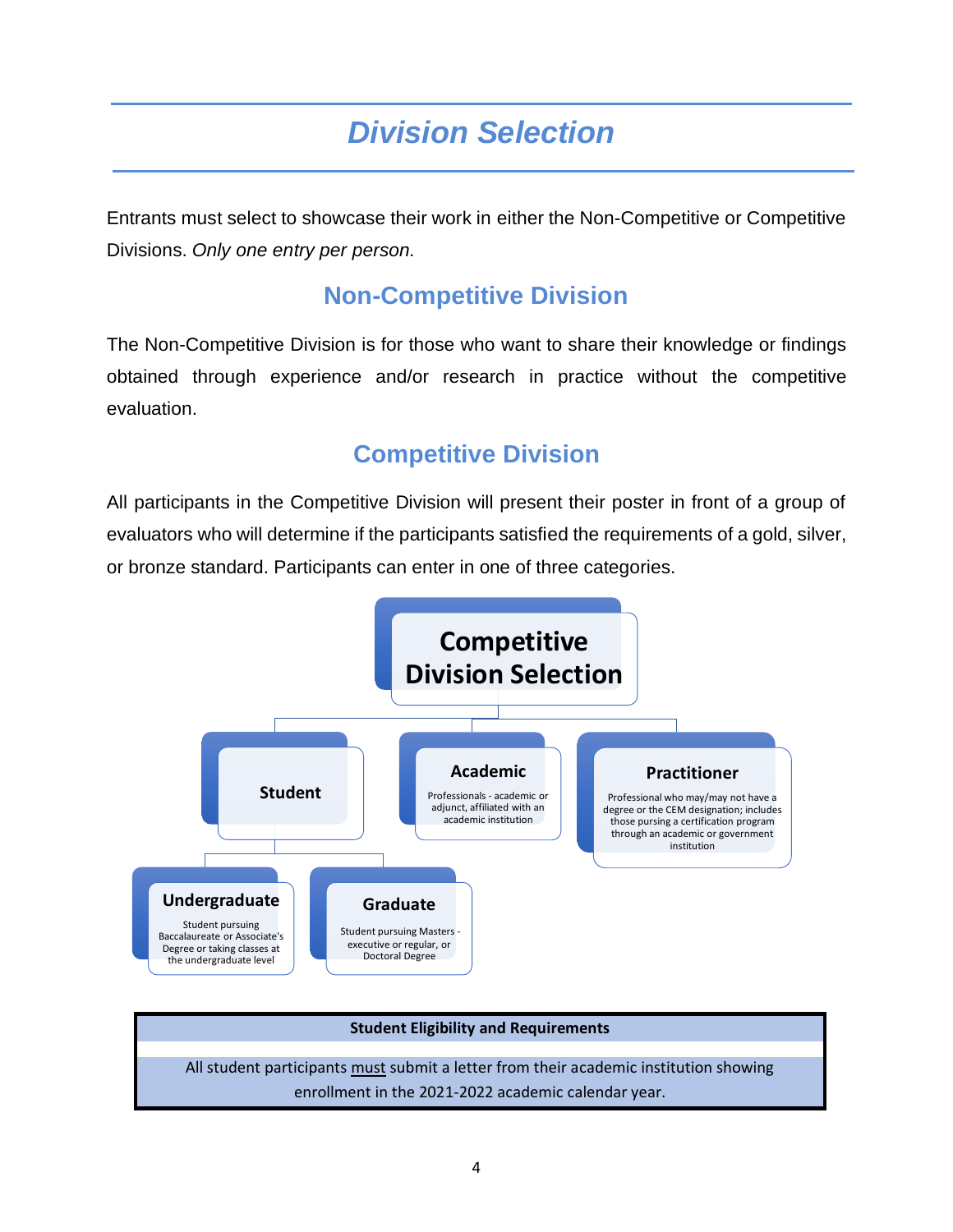# Division Selection

Entrants must select to showcase their work in either the Non-Competitive or Competitive Divisions. *Only one entry per person.*

## Non-Competitive Division

The Non-Competitive Division is for those who want to share their knowledge or findings obtained through experience and/or research in practice without the competitive evaluation.

## Competitive Division

All participants in the Competitive Division will present their poster in front of a group of evaluators who will determine if the participants satisfied the requirements of a gold, silver, or bronze standard. Participants can enter in one of three categories.

**Competitive Division Selection**

- **Student**
  - **Undergraduate** – Student pursuing Baccalaureate or Associate's Degree or taking classes at the undergraduate level
  - **Graduate** – Student pursuing Masters - executive or regular, or Doctoral Degree
- **Academic** – Professionals - academic or adjunct, affiliated with an academic institution
- **Practitioner** – Professional who may/may not have a degree or the CEM designation; includes those pursing a certification program through an academic or government institution

| Student Eligibility and Requirements |
|---|
| All student participants must submit a letter from their academic institution showing enrollment in the 2021-2022 academic calendar year. |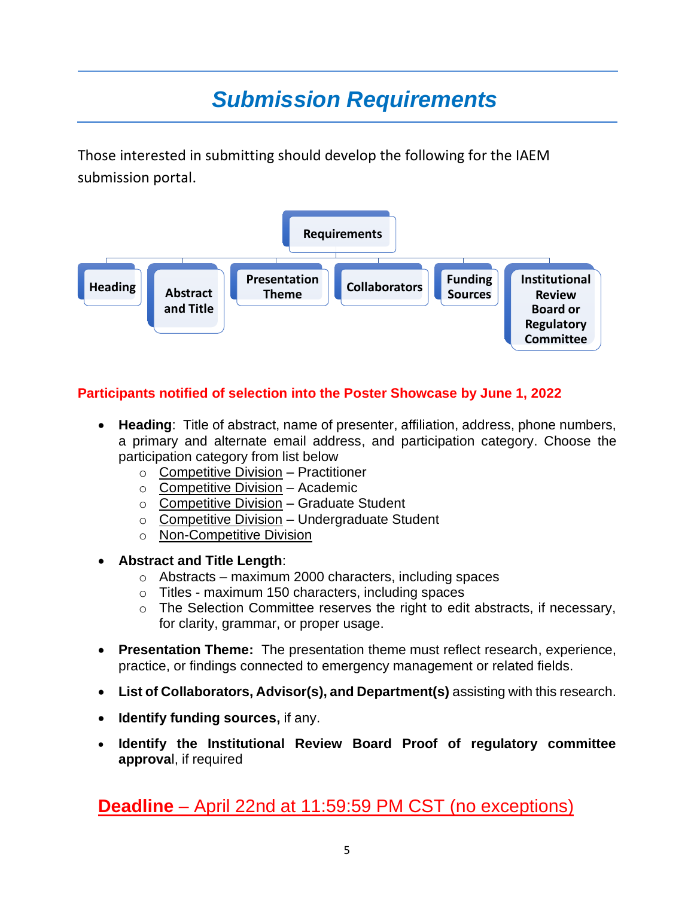# *Submission Requirements*

Those interested in submitting should develop the following for the IAEM submission portal.

**Requirements**

- **Heading**
- **Abstract and Title**
- **Presentation Theme**
- **Collaborators**
- **Funding Sources**
- **Institutional Review Board or Regulatory Committee**

**Participants notified of selection into the Poster Showcase by June 1, 2022**

- **Heading**: Title of abstract, name of presenter, affiliation, address, phone numbers, a primary and alternate email address, and participation category. Choose the participation category from list below
  - Competitive Division – Practitioner
  - Competitive Division – Academic
  - Competitive Division – Graduate Student
  - Competitive Division – Undergraduate Student
  - Non-Competitive Division
- **Abstract and Title Length**:
  - Abstracts – maximum 2000 characters, including spaces
  - Titles - maximum 150 characters, including spaces
  - The Selection Committee reserves the right to edit abstracts, if necessary, for clarity, grammar, or proper usage.
- **Presentation Theme:** The presentation theme must reflect research, experience, practice, or findings connected to emergency management or related fields.
- **List of Collaborators, Advisor(s), and Department(s)** assisting with this research.
- **Identify funding sources,** if any.
- **Identify the Institutional Review Board Proof of regulatory committee approva**l, if required

## **Deadline** – April 22nd at 11:59:59 PM CST (no exceptions)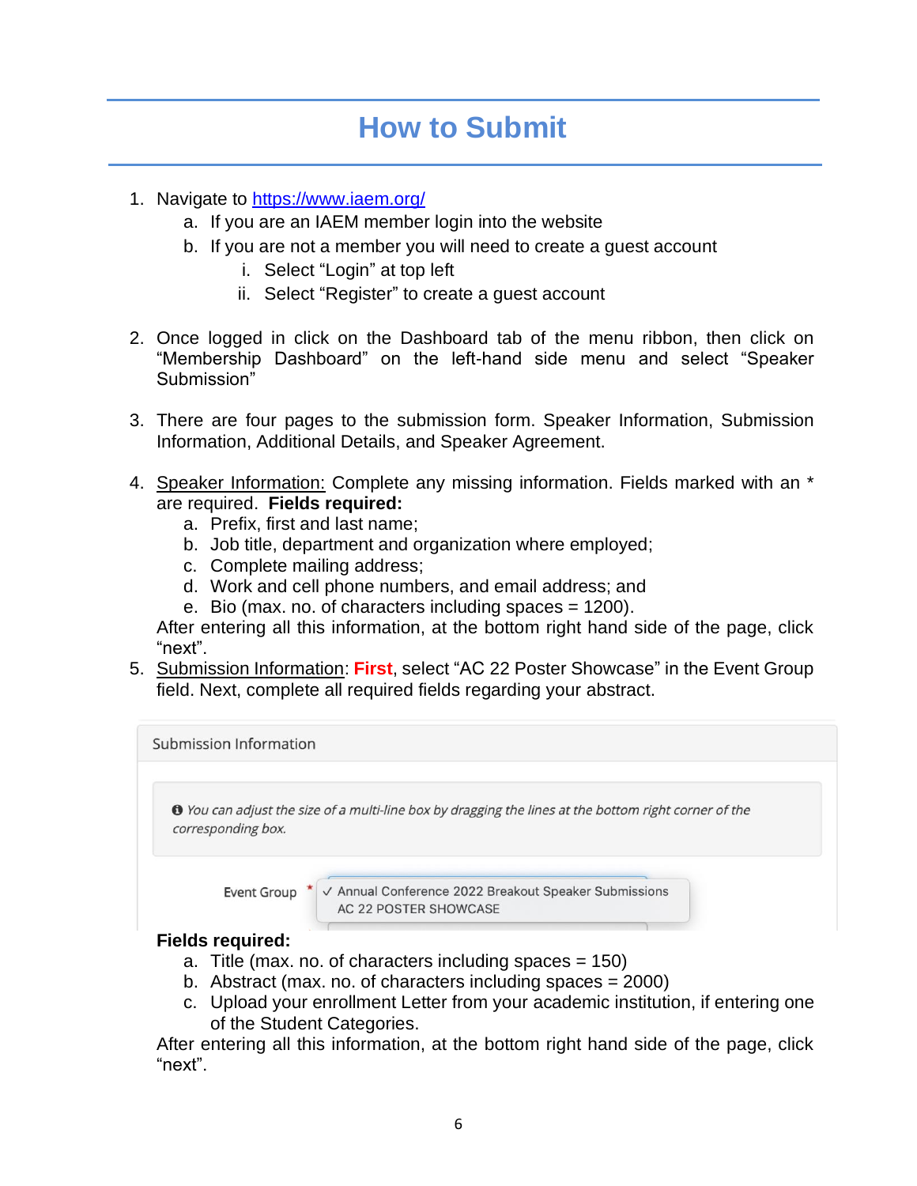# How to Submit

1. Navigate to [https://www.iaem.org/](https://www.iaem.org/)
   a. If you are an IAEM member login into the website
   b. If you are not a member you will need to create a guest account
      i. Select "Login" at top left
      ii. Select "Register" to create a guest account

2. Once logged in click on the Dashboard tab of the menu ribbon, then click on "Membership Dashboard" on the left-hand side menu and select "Speaker Submission"

3. There are four pages to the submission form. Speaker Information, Submission Information, Additional Details, and Speaker Agreement.

4. Speaker Information: Complete any missing information. Fields marked with an * are required. **Fields required:**
   a. Prefix, first and last name;
   b. Job title, department and organization where employed;
   c. Complete mailing address;
   d. Work and cell phone numbers, and email address; and
   e. Bio (max. no. of characters including spaces = 1200).

   After entering all this information, at the bottom right hand side of the page, click "next".

5. Submission Information: **First**, select "AC 22 Poster Showcase" in the Event Group field. Next, complete all required fields regarding your abstract.

   Submission Information

   *You can adjust the size of a multi-line box by dragging the lines at the bottom right corner of the corresponding box.*

   Event Group *
   ✓ Annual Conference 2022 Breakout Speaker Submissions
   AC 22 POSTER SHOWCASE

   **Fields required:**
   a. Title (max. no. of characters including spaces = 150)
   b. Abstract (max. no. of characters including spaces = 2000)
   c. Upload your enrollment Letter from your academic institution, if entering one of the Student Categories.

   After entering all this information, at the bottom right hand side of the page, click "next".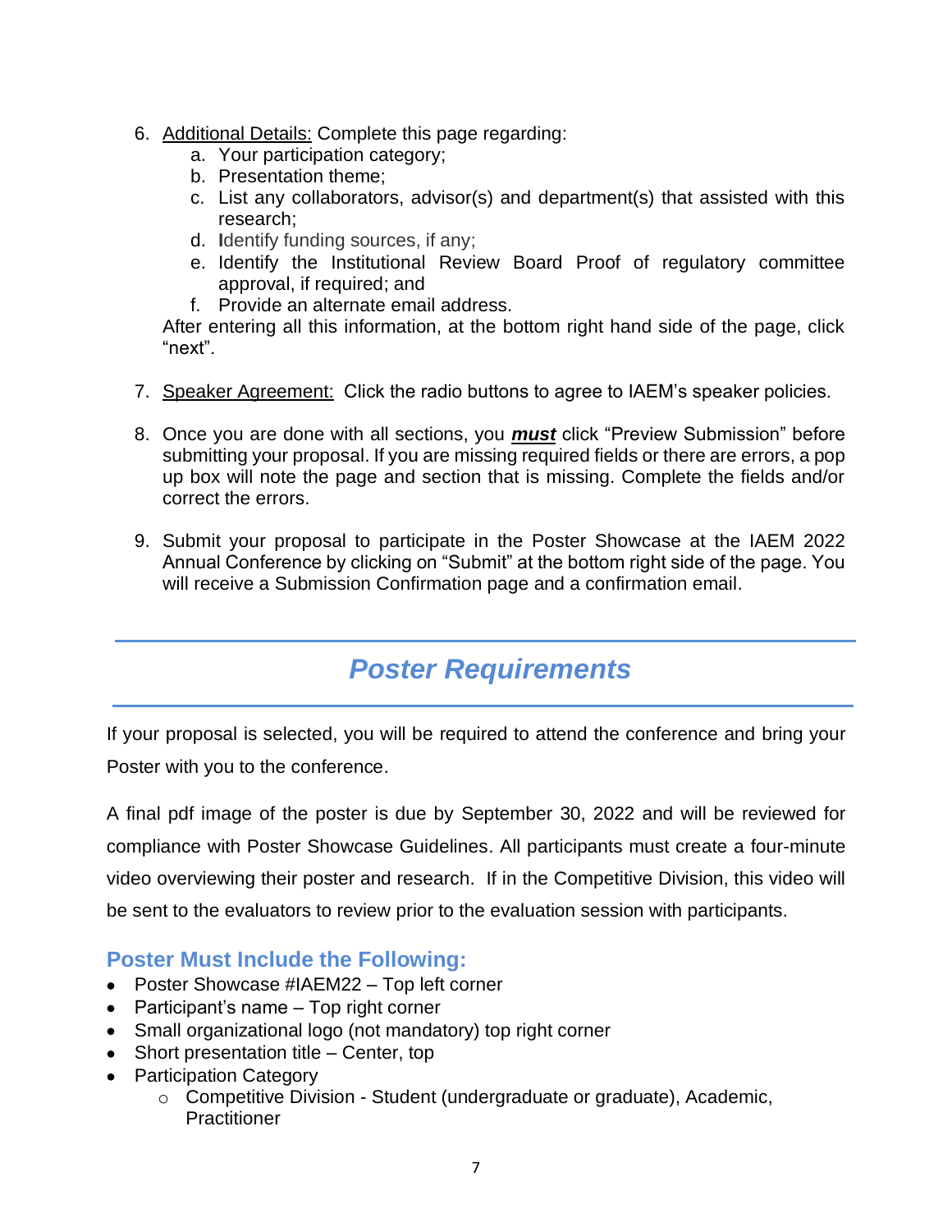6. Additional Details: Complete this page regarding:
    a. Your participation category;
    b. Presentation theme;
    c. List any collaborators, advisor(s) and department(s) that assisted with this research;
    d. Identify funding sources, if any;
    e. Identify the Institutional Review Board Proof of regulatory committee approval, if required; and
    f. Provide an alternate email address.

    After entering all this information, at the bottom right hand side of the page, click "next".

7. Speaker Agreement: Click the radio buttons to agree to IAEM's speaker policies.

8. Once you are done with all sections, you ***must*** click "Preview Submission" before submitting your proposal. If you are missing required fields or there are errors, a pop up box will note the page and section that is missing. Complete the fields and/or correct the errors.

9. Submit your proposal to participate in the Poster Showcase at the IAEM 2022 Annual Conference by clicking on "Submit" at the bottom right side of the page. You will receive a Submission Confirmation page and a confirmation email.

## *Poster Requirements*

If your proposal is selected, you will be required to attend the conference and bring your Poster with you to the conference.

A final pdf image of the poster is due by September 30, 2022 and will be reviewed for compliance with Poster Showcase Guidelines. All participants must create a four-minute video overviewing their poster and research. If in the Competitive Division, this video will be sent to the evaluators to review prior to the evaluation session with participants.

### Poster Must Include the Following:

- Poster Showcase #IAEM22 – Top left corner
- Participant's name – Top right corner
- Small organizational logo (not mandatory) top right corner
- Short presentation title – Center, top
- Participation Category
    - Competitive Division - Student (undergraduate or graduate), Academic, Practitioner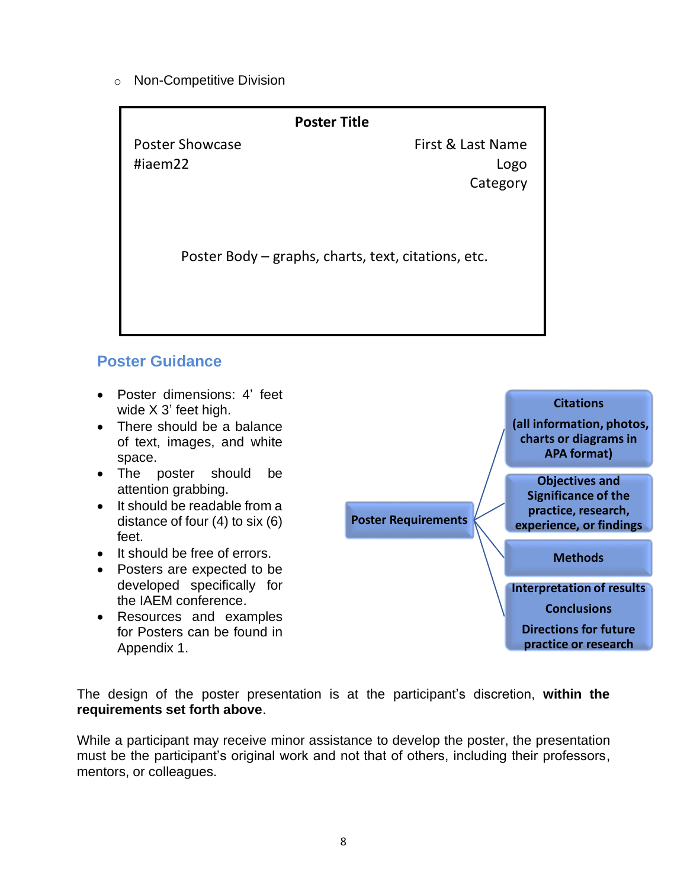- Non-Competitive Division

| **Poster Title** | |
|---|---|
| Poster Showcase<br>#iaem22 | First & Last Name<br>Logo<br>Category |
| Poster Body – graphs, charts, text, citations, etc. | |

## Poster Guidance

- Poster dimensions: 4' feet wide X 3' feet high.
- There should be a balance of text, images, and white space.
- The poster should be attention grabbing.
- It should be readable from a distance of four (4) to six (6) feet.
- It should be free of errors.
- Posters are expected to be developed specifically for the IAEM conference.
- Resources and examples for Posters can be found in Appendix 1.

**Poster Requirements**

- **Citations** **(all information, photos, charts or diagrams in APA format)**
- **Objectives and Significance of the practice, research, experience, or findings**
- **Methods**
- **Interpretation of results** **Conclusions** **Directions for future practice or research**

The design of the poster presentation is at the participant's discretion, **within the requirements set forth above**.

While a participant may receive minor assistance to develop the poster, the presentation must be the participant's original work and not that of others, including their professors, mentors, or colleagues.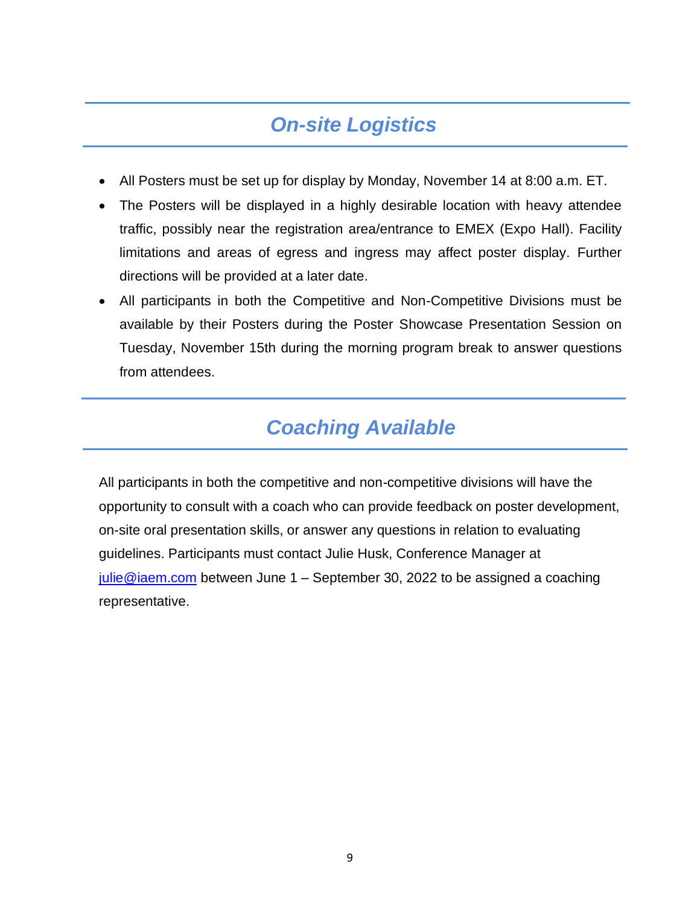## *On-site Logistics*

- All Posters must be set up for display by Monday, November 14 at 8:00 a.m. ET.
- The Posters will be displayed in a highly desirable location with heavy attendee traffic, possibly near the registration area/entrance to EMEX (Expo Hall). Facility limitations and areas of egress and ingress may affect poster display. Further directions will be provided at a later date.
- All participants in both the Competitive and Non-Competitive Divisions must be available by their Posters during the Poster Showcase Presentation Session on Tuesday, November 15th during the morning program break to answer questions from attendees.

## *Coaching Available*

All participants in both the competitive and non-competitive divisions will have the opportunity to consult with a coach who can provide feedback on poster development, on-site oral presentation skills, or answer any questions in relation to evaluating guidelines. Participants must contact Julie Husk, Conference Manager at [julie@iaem.com](mailto:julie@iaem.com) between June 1 – September 30, 2022 to be assigned a coaching representative.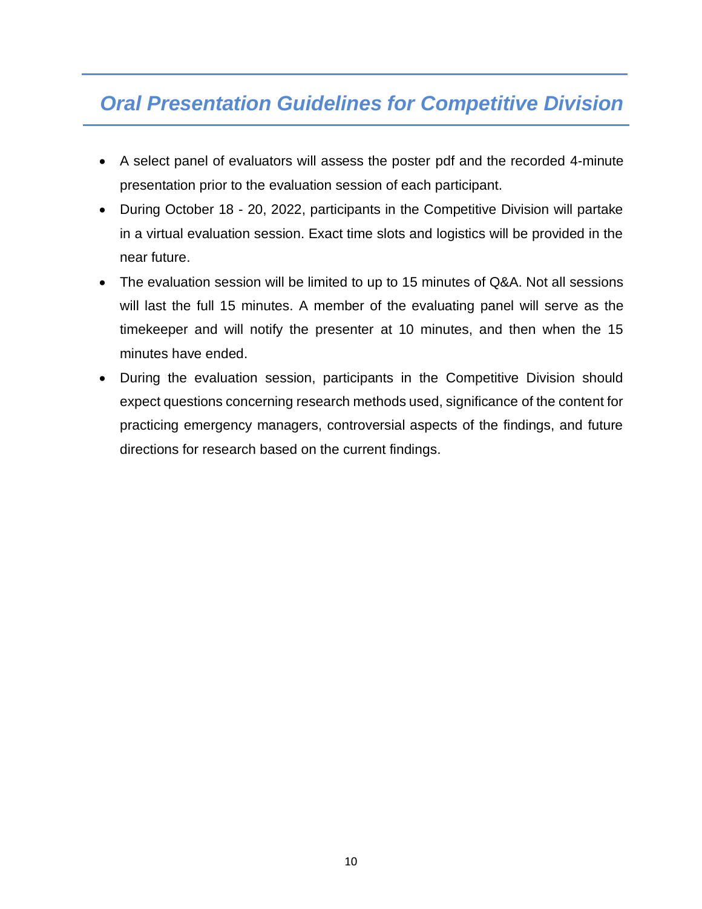## *Oral Presentation Guidelines for Competitive Division*

- A select panel of evaluators will assess the poster pdf and the recorded 4-minute presentation prior to the evaluation session of each participant.
- During October 18 - 20, 2022, participants in the Competitive Division will partake in a virtual evaluation session. Exact time slots and logistics will be provided in the near future.
- The evaluation session will be limited to up to 15 minutes of Q&A. Not all sessions will last the full 15 minutes. A member of the evaluating panel will serve as the timekeeper and will notify the presenter at 10 minutes, and then when the 15 minutes have ended.
- During the evaluation session, participants in the Competitive Division should expect questions concerning research methods used, significance of the content for practicing emergency managers, controversial aspects of the findings, and future directions for research based on the current findings.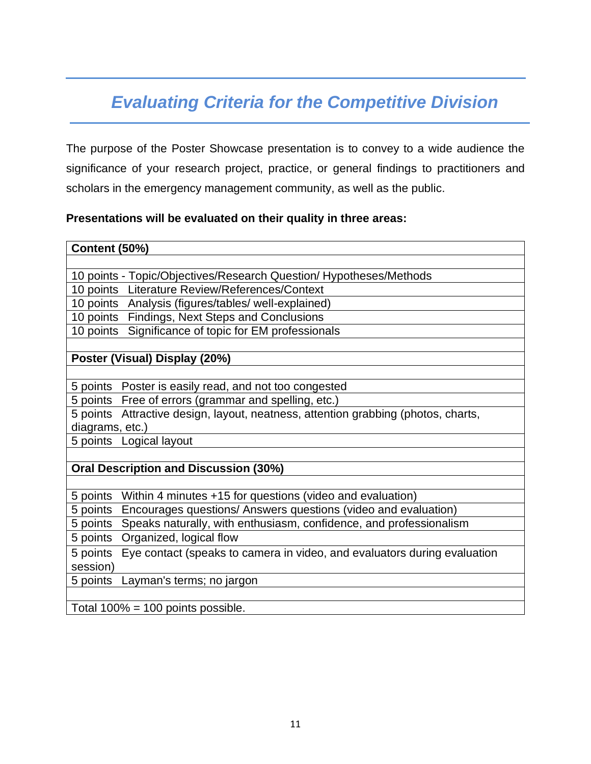# *Evaluating Criteria for the Competitive Division*

The purpose of the Poster Showcase presentation is to convey to a wide audience the significance of your research project, practice, or general findings to practitioners and scholars in the emergency management community, as well as the public.

**Presentations will be evaluated on their quality in three areas:**

| **Content (50%)** |
|---|
| |
| 10 points - Topic/Objectives/Research Question/ Hypotheses/Methods |
| 10 points   Literature Review/References/Context |
| 10 points   Analysis (figures/tables/ well-explained) |
| 10 points   Findings, Next Steps and Conclusions |
| 10 points   Significance of topic for EM professionals |
| |
| **Poster (Visual) Display (20%)** |
| |
| 5 points   Poster is easily read, and not too congested |
| 5 points   Free of errors (grammar and spelling, etc.) |
| 5 points   Attractive design, layout, neatness, attention grabbing (photos, charts, diagrams, etc.) |
| 5 points   Logical layout |
| |
| **Oral Description and Discussion (30%)** |
| |
| 5 points   Within 4 minutes +15 for questions (video and evaluation) |
| 5 points   Encourages questions/ Answers questions (video and evaluation) |
| 5 points   Speaks naturally, with enthusiasm, confidence, and professionalism |
| 5 points   Organized, logical flow |
| 5 points   Eye contact (speaks to camera in video, and evaluators during evaluation session) |
| 5 points   Layman's terms; no jargon |
| |
| Total 100% = 100 points possible. |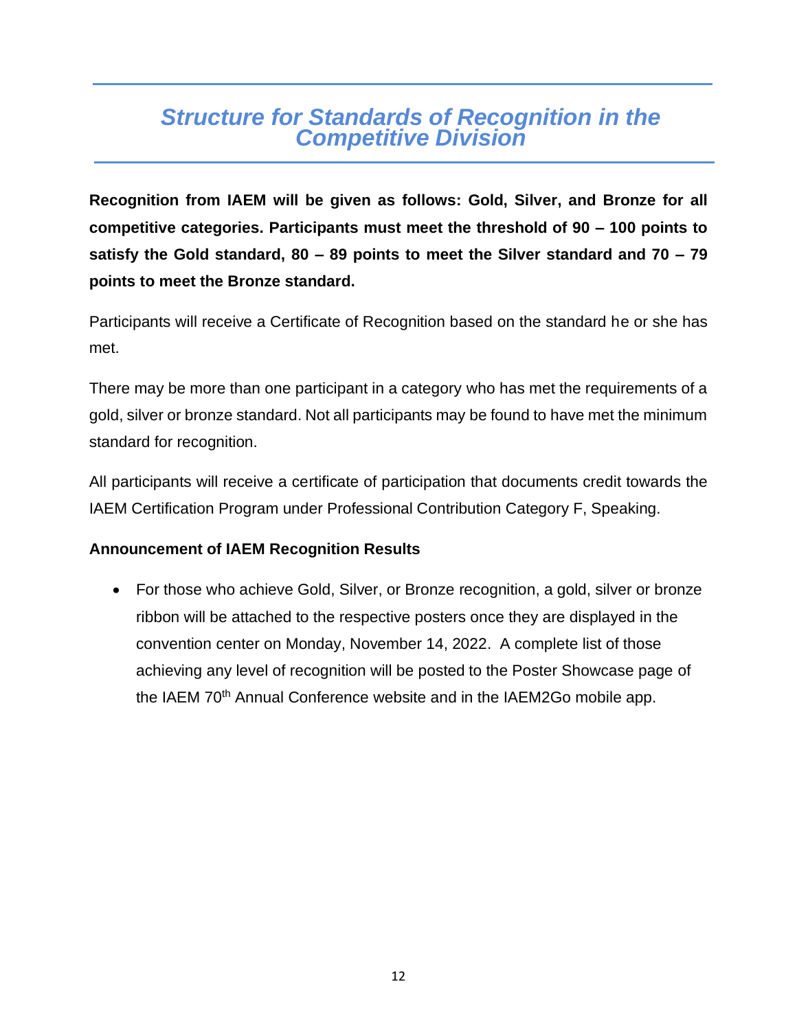## *Structure for Standards of Recognition in the Competitive Division*

**Recognition from IAEM will be given as follows: Gold, Silver, and Bronze for all competitive categories. Participants must meet the threshold of 90 – 100 points to satisfy the Gold standard, 80 – 89 points to meet the Silver standard and 70 – 79 points to meet the Bronze standard.**

Participants will receive a Certificate of Recognition based on the standard he or she has met.

There may be more than one participant in a category who has met the requirements of a gold, silver or bronze standard. Not all participants may be found to have met the minimum standard for recognition.

All participants will receive a certificate of participation that documents credit towards the IAEM Certification Program under Professional Contribution Category F, Speaking.

**Announcement of IAEM Recognition Results**

- For those who achieve Gold, Silver, or Bronze recognition, a gold, silver or bronze ribbon will be attached to the respective posters once they are displayed in the convention center on Monday, November 14, 2022. A complete list of those achieving any level of recognition will be posted to the Poster Showcase page of the IAEM 70th Annual Conference website and in the IAEM2Go mobile app.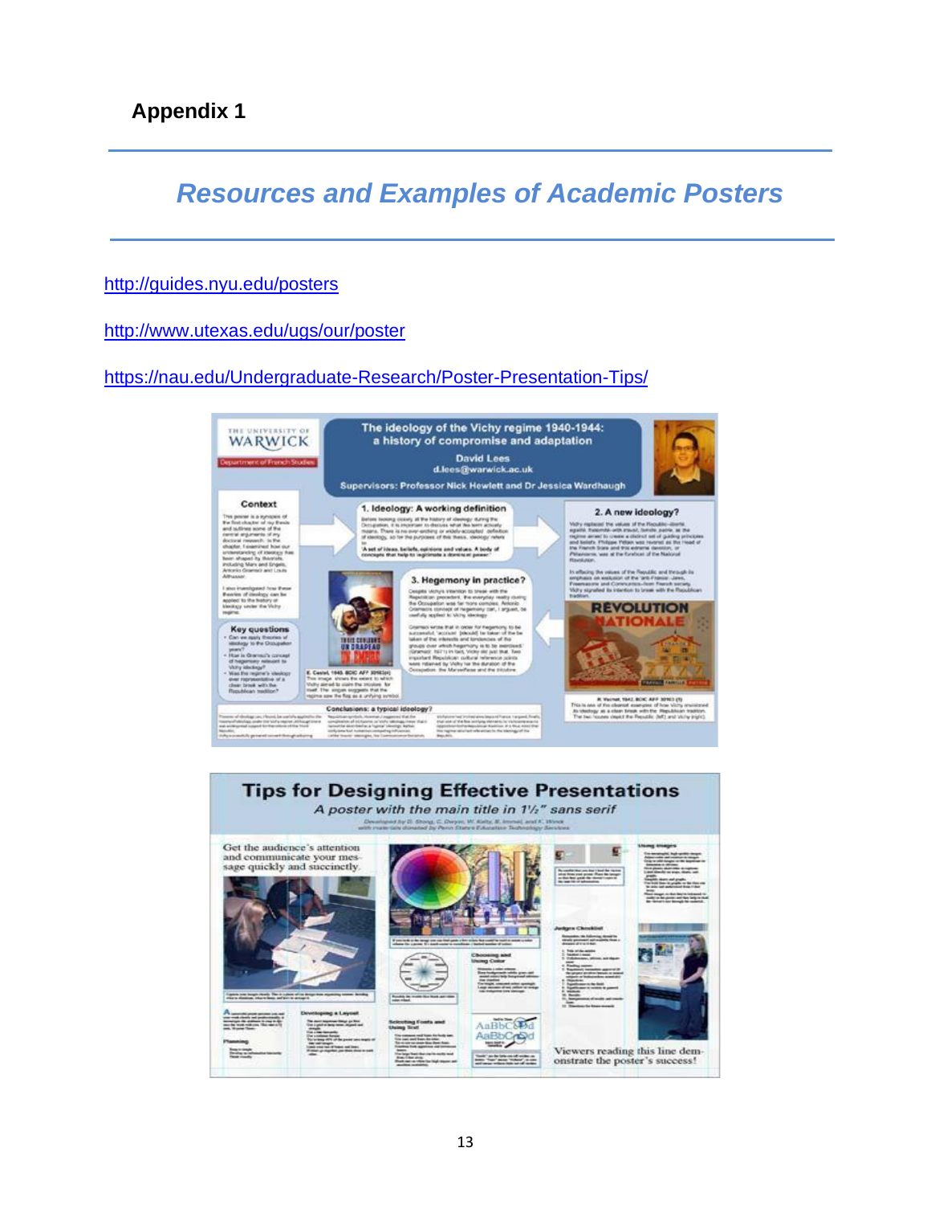**Appendix 1**

## *Resources and Examples of Academic Posters*

http://guides.nyu.edu/posters

http://www.utexas.edu/ugs/our/poster

https://nau.edu/Undergraduate-Research/Poster-Presentation-Tips/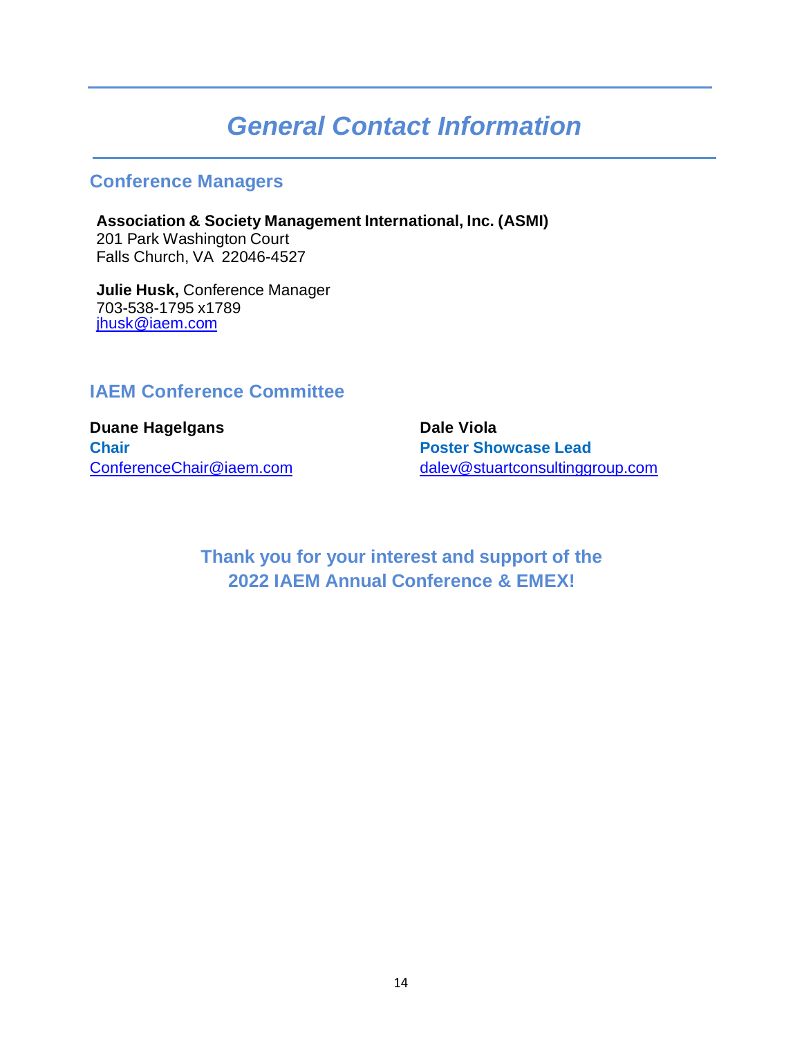# *General Contact Information*

## Conference Managers

**Association & Society Management International, Inc. (ASMI)**
201 Park Washington Court
Falls Church, VA 22046-4527

**Julie Husk,** Conference Manager
703-538-1795 x1789
jhusk@iaem.com

## IAEM Conference Committee

**Duane Hagelgans**
**Chair**
ConferenceChair@iaem.com

**Dale Viola**
**Poster Showcase Lead**
dalev@stuartconsultinggroup.com

**Thank you for your interest and support of the 2022 IAEM Annual Conference & EMEX!**